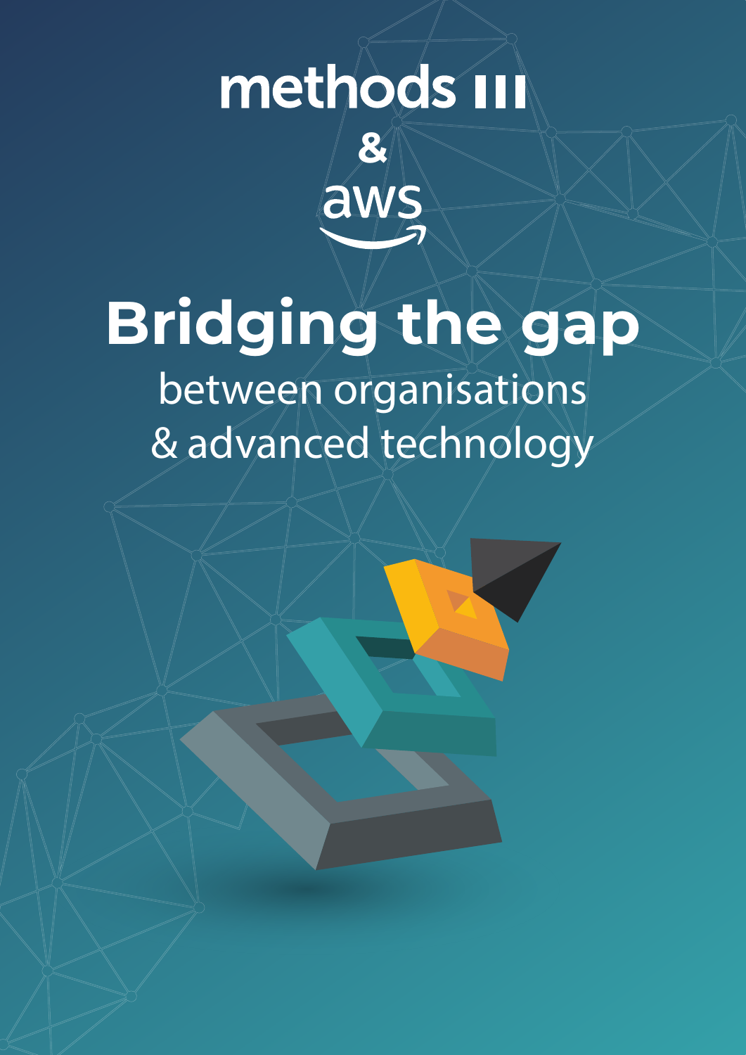methods
&
aws

# Bridging the gap

between organisations & advanced technology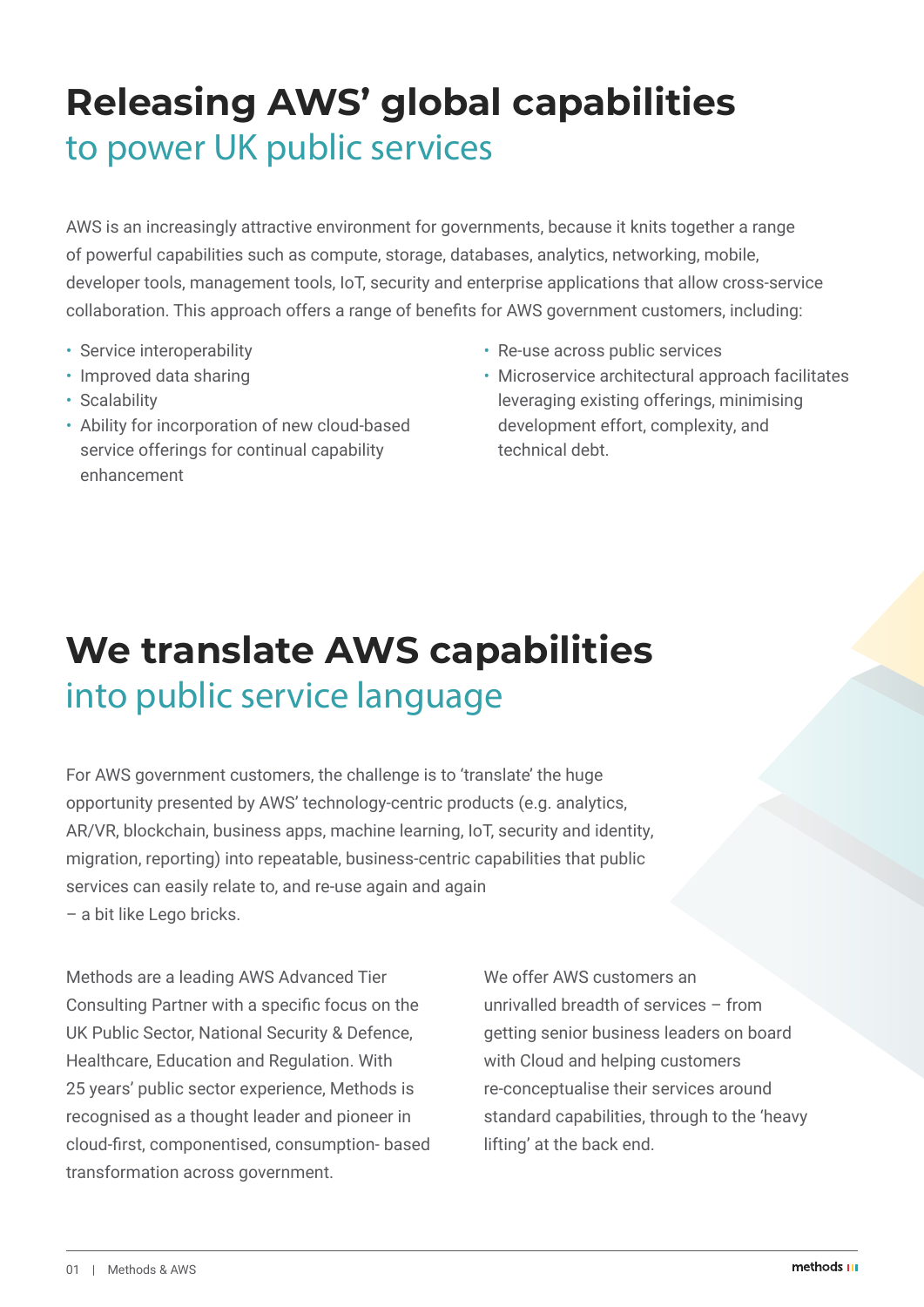# Releasing AWS' global capabilities
## to power UK public services

AWS is an increasingly attractive environment for governments, because it knits together a range of powerful capabilities such as compute, storage, databases, analytics, networking, mobile, developer tools, management tools, IoT, security and enterprise applications that allow cross-service collaboration. This approach offers a range of benefits for AWS government customers, including:

- Service interoperability
- Improved data sharing
- Scalability
- Ability for incorporation of new cloud-based service offerings for continual capability enhancement
- Re-use across public services
- Microservice architectural approach facilitates leveraging existing offerings, minimising development effort, complexity, and technical debt.

# We translate AWS capabilities
## into public service language

For AWS government customers, the challenge is to 'translate' the huge opportunity presented by AWS' technology-centric products (e.g. analytics, AR/VR, blockchain, business apps, machine learning, IoT, security and identity, migration, reporting) into repeatable, business-centric capabilities that public services can easily relate to, and re-use again and again – a bit like Lego bricks.

Methods are a leading AWS Advanced Tier Consulting Partner with a specific focus on the UK Public Sector, National Security & Defence, Healthcare, Education and Regulation. With 25 years' public sector experience, Methods is recognised as a thought leader and pioneer in cloud-first, componentised, consumption- based transformation across government.

We offer AWS customers an unrivalled breadth of services – from getting senior business leaders on board with Cloud and helping customers re-conceptualise their services around standard capabilities, through to the 'heavy lifting' at the back end.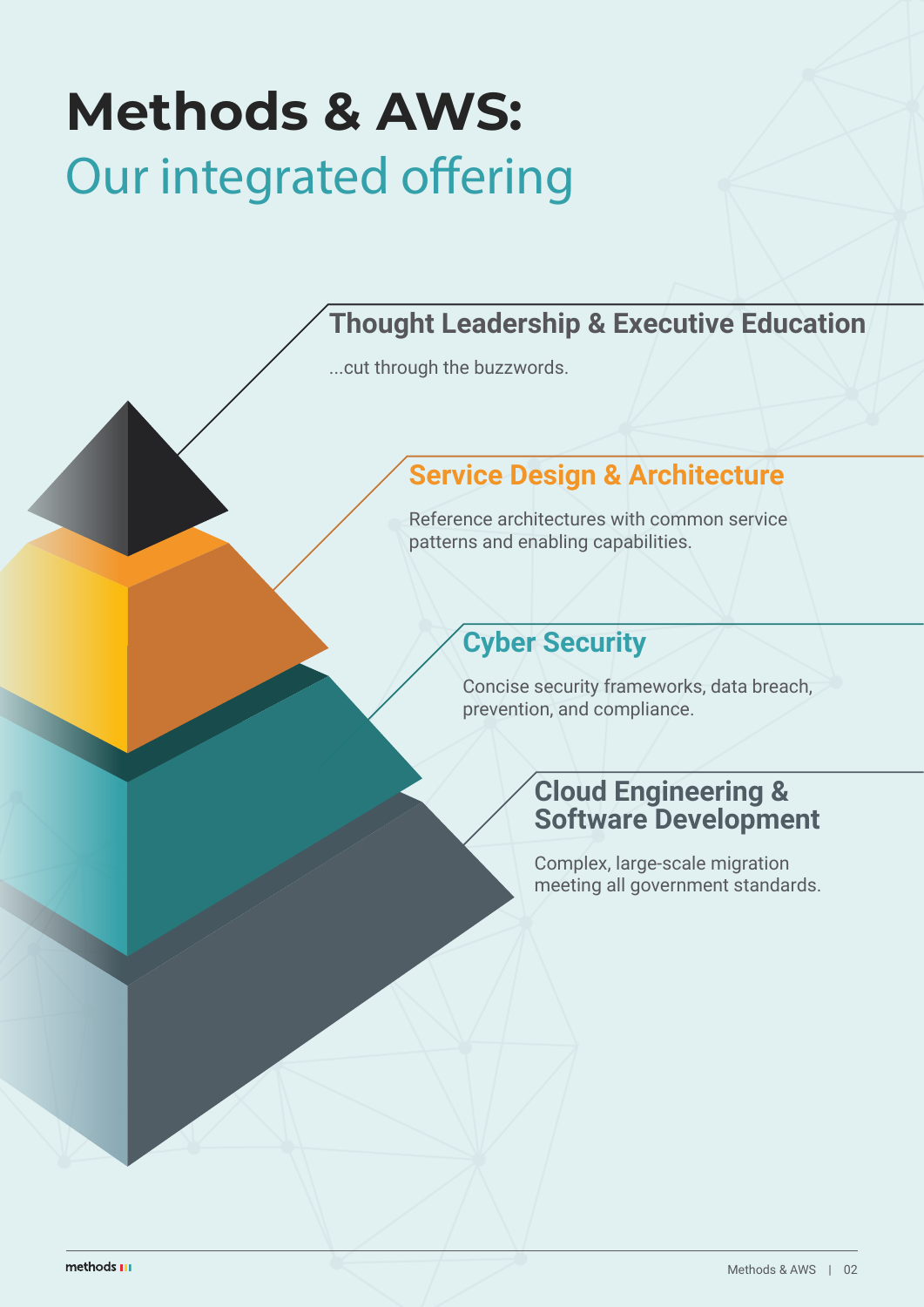# Methods & AWS:
## Our integrated offering

### Thought Leadership & Executive Education

...cut through the buzzwords.

### Service Design & Architecture

Reference architectures with common service patterns and enabling capabilities.

### Cyber Security

Concise security frameworks, data breach, prevention, and compliance.

### Cloud Engineering & Software Development

Complex, large-scale migration meeting all government standards.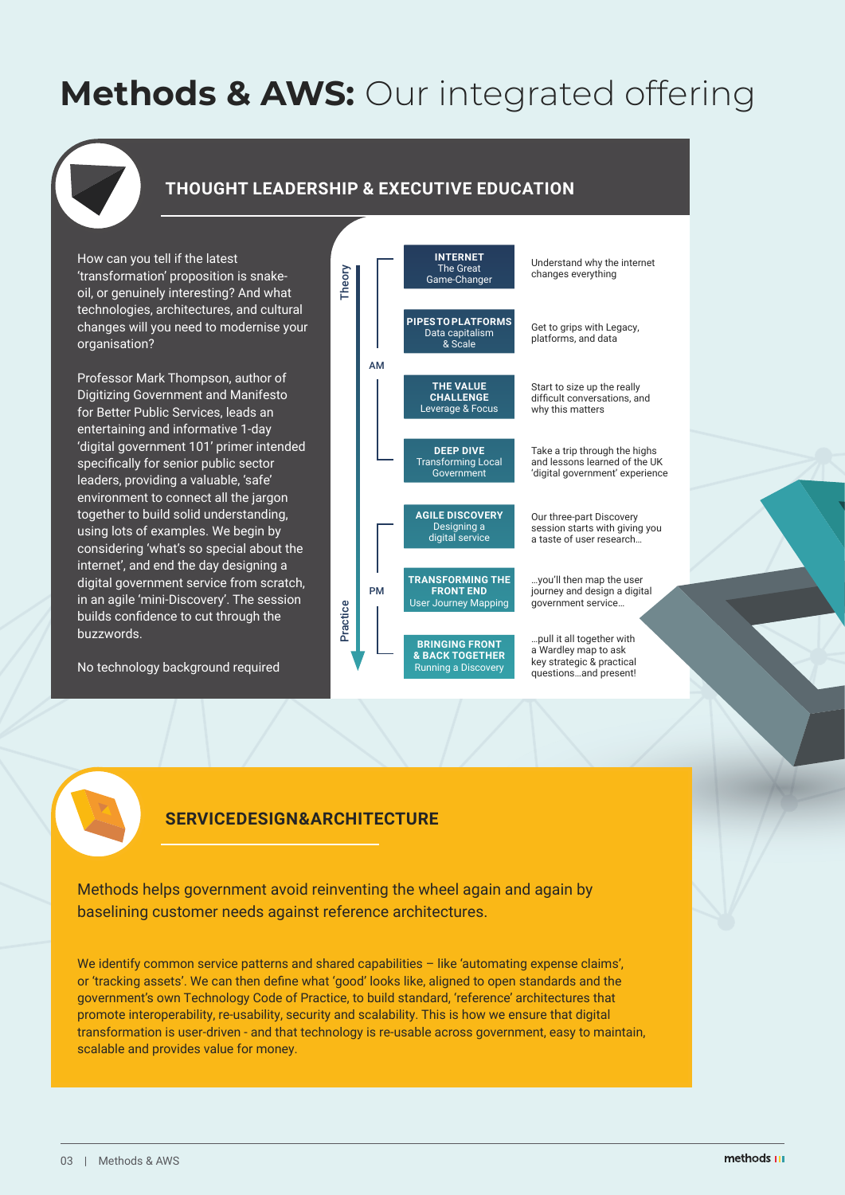# **Methods & AWS:** Our integrated offering

## THOUGHT LEADERSHIP & EXECUTIVE EDUCATION

How can you tell if the latest 'transformation' proposition is snake-oil, or genuinely interesting? And what technologies, architectures, and cultural changes will you need to modernise your organisation?

Professor Mark Thompson, author of Digitizing Government and Manifesto for Better Public Services, leads an entertaining and informative 1-day 'digital government 101' primer intended specifically for senior public sector leaders, providing a valuable, 'safe' environment to connect all the jargon together to build solid understanding, using lots of examples. We begin by considering 'what's so special about the internet', and end the day designing a digital government service from scratch, in an agile 'mini-Discovery'. The session builds confidence to cut through the buzzwords.

No technology background required

Theory → Practice

| | Session | Description |
|---|---|---|
| AM | **INTERNET** The Great Game-Changer | Understand why the internet changes everything |
| AM | **PIPES TO PLATFORMS** Data capitalism & Scale | Get to grips with Legacy, platforms, and data |
| AM | **THE VALUE CHALLENGE** Leverage & Focus | Start to size up the really difficult conversations, and why this matters |
| AM | **DEEP DIVE** Transforming Local Government | Take a trip through the highs and lessons learned of the UK 'digital government' experience |
| PM | **AGILE DISCOVERY** Designing a digital service | Our three-part Discovery session starts with giving you a taste of user research… |
| PM | **TRANSFORMING THE FRONT END** User Journey Mapping | …you'll then map the user journey and design a digital government service… |
| PM | **BRINGING FRONT & BACK TOGETHER** Running a Discovery | …pull it all together with a Wardley map to ask key strategic & practical questions…and present! |

## SERVICEDESIGN&ARCHITECTURE

Methods helps government avoid reinventing the wheel again and again by baselining customer needs against reference architectures.

We identify common service patterns and shared capabilities – like 'automating expense claims', or 'tracking assets'. We can then define what 'good' looks like, aligned to open standards and the government's own Technology Code of Practice, to build standard, 'reference' architectures that promote interoperability, re-usability, security and scalability. This is how we ensure that digital transformation is user-driven - and that technology is re-usable across government, easy to maintain, scalable and provides value for money.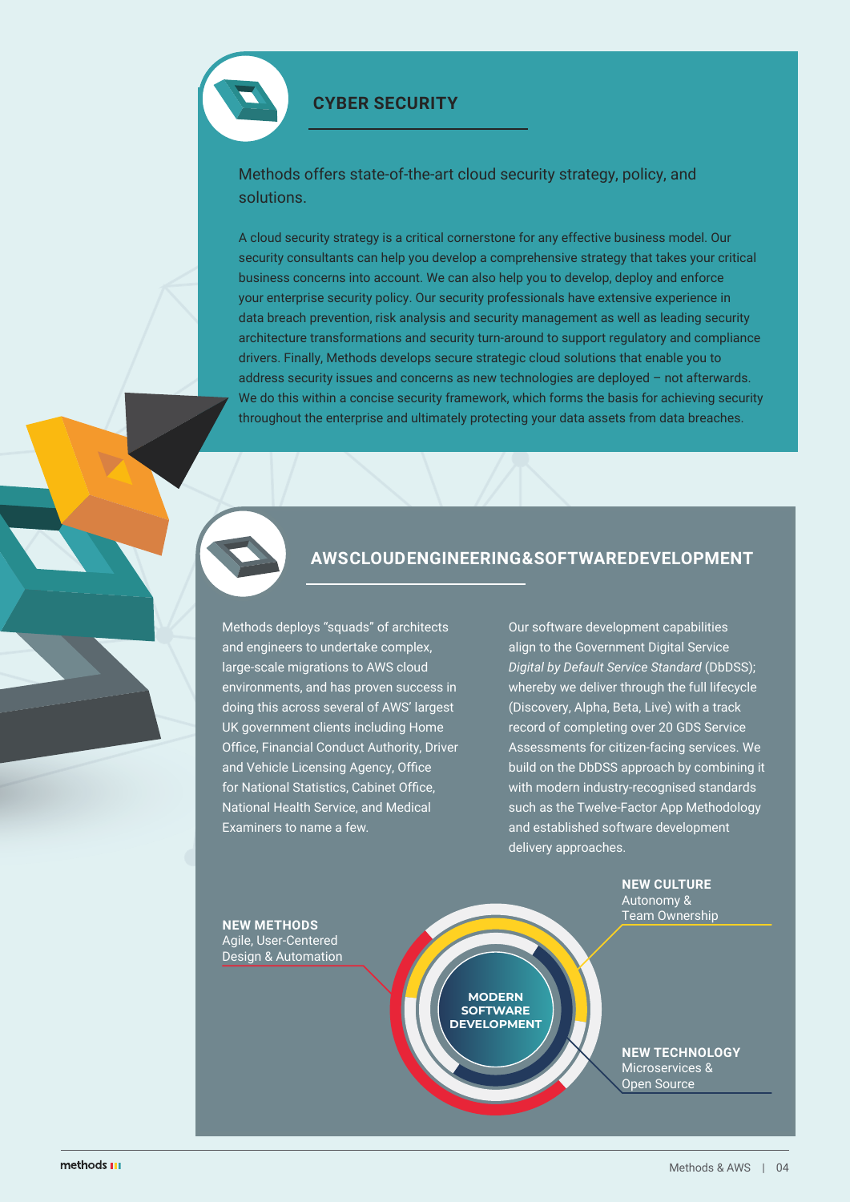## CYBER SECURITY

Methods offers state-of-the-art cloud security strategy, policy, and solutions.

A cloud security strategy is a critical cornerstone for any effective business model. Our security consultants can help you develop a comprehensive strategy that takes your critical business concerns into account. We can also help you to develop, deploy and enforce your enterprise security policy. Our security professionals have extensive experience in data breach prevention, risk analysis and security management as well as leading security architecture transformations and security turn-around to support regulatory and compliance drivers. Finally, Methods develops secure strategic cloud solutions that enable you to address security issues and concerns as new technologies are deployed – not afterwards. We do this within a concise security framework, which forms the basis for achieving security throughout the enterprise and ultimately protecting your data assets from data breaches.

## AWS CLOUD ENGINEERING & SOFTWARE DEVELOPMENT

Methods deploys "squads" of architects and engineers to undertake complex, large-scale migrations to AWS cloud environments, and has proven success in doing this across several of AWS' largest UK government clients including Home Office, Financial Conduct Authority, Driver and Vehicle Licensing Agency, Office for National Statistics, Cabinet Office, National Health Service, and Medical Examiners to name a few.

Our software development capabilities align to the Government Digital Service *Digital by Default Service Standard* (DbDSS); whereby we deliver through the full lifecycle (Discovery, Alpha, Beta, Live) with a track record of completing over 20 GDS Service Assessments for citizen-facing services. We build on the DbDSS approach by combining it with modern industry-recognised standards such as the Twelve-Factor App Methodology and established software development delivery approaches.

**MODERN SOFTWARE DEVELOPMENT**

**NEW CULTURE**
Autonomy & Team Ownership

**NEW METHODS**
Agile, User-Centered Design & Automation

**NEW TECHNOLOGY**
Microservices & Open Source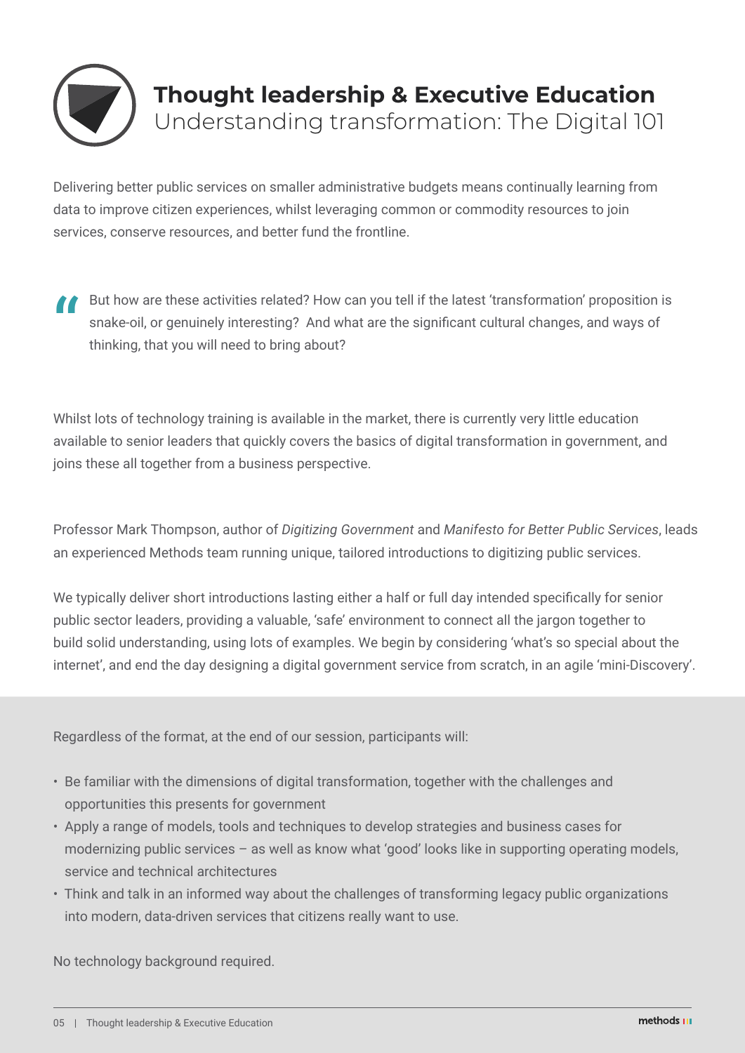# Thought leadership & Executive Education

## Understanding transformation: The Digital 101

Delivering better public services on smaller administrative budgets means continually learning from data to improve citizen experiences, whilst leveraging common or commodity resources to join services, conserve resources, and better fund the frontline.

> But how are these activities related? How can you tell if the latest 'transformation' proposition is snake-oil, or genuinely interesting? And what are the significant cultural changes, and ways of thinking, that you will need to bring about?

Whilst lots of technology training is available in the market, there is currently very little education available to senior leaders that quickly covers the basics of digital transformation in government, and joins these all together from a business perspective.

Professor Mark Thompson, author of *Digitizing Government* and *Manifesto for Better Public Services*, leads an experienced Methods team running unique, tailored introductions to digitizing public services.

We typically deliver short introductions lasting either a half or full day intended specifically for senior public sector leaders, providing a valuable, 'safe' environment to connect all the jargon together to build solid understanding, using lots of examples. We begin by considering 'what's so special about the internet', and end the day designing a digital government service from scratch, in an agile 'mini-Discovery'.

Regardless of the format, at the end of our session, participants will:

- Be familiar with the dimensions of digital transformation, together with the challenges and opportunities this presents for government
- Apply a range of models, tools and techniques to develop strategies and business cases for modernizing public services – as well as know what 'good' looks like in supporting operating models, service and technical architectures
- Think and talk in an informed way about the challenges of transforming legacy public organizations into modern, data-driven services that citizens really want to use.

No technology background required.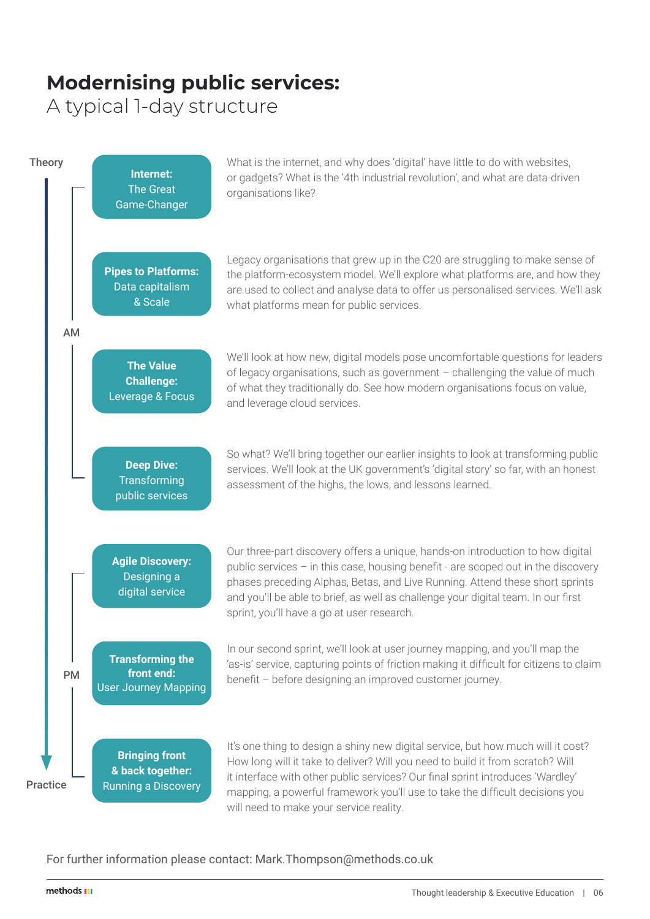# Modernising public services:
## A typical 1-day structure

Theory

AM

**Internet:** The Great Game-Changer

What is the internet, and why does 'digital' have little to do with websites, or gadgets? What is the '4th industrial revolution', and what are data-driven organisations like?

**Pipes to Platforms:** Data capitalism & Scale

Legacy organisations that grew up in the C20 are struggling to make sense of the platform-ecosystem model. We'll explore what platforms are, and how they are used to collect and analyse data to offer us personalised services. We'll ask what platforms mean for public services.

**The Value Challenge:** Leverage & Focus

We'll look at how new, digital models pose uncomfortable questions for leaders of legacy organisations, such as government – challenging the value of much of what they traditionally do. See how modern organisations focus on value, and leverage cloud services.

**Deep Dive:** Transforming public services

So what? We'll bring together our earlier insights to look at transforming public services. We'll look at the UK government's 'digital story' so far, with an honest assessment of the highs, the lows, and lessons learned.

PM

**Agile Discovery:** Designing a digital service

Our three-part discovery offers a unique, hands-on introduction to how digital public services – in this case, housing benefit - are scoped out in the discovery phases preceding Alphas, Betas, and Live Running. Attend these short sprints and you'll be able to brief, as well as challenge your digital team. In our first sprint, you'll have a go at user research.

**Transforming the front end:** User Journey Mapping

In our second sprint, we'll look at user journey mapping, and you'll map the 'as-is' service, capturing points of friction making it difficult for citizens to claim benefit – before designing an improved customer journey.

**Bringing front & back together:** Running a Discovery

It's one thing to design a shiny new digital service, but how much will it cost? How long will it take to deliver? Will you need to build it from scratch? Will it interface with other public services? Our final sprint introduces 'Wardley' mapping, a powerful framework you'll use to take the difficult decisions you will need to make your service reality.

Practice

For further information please contact: Mark.Thompson@methods.co.uk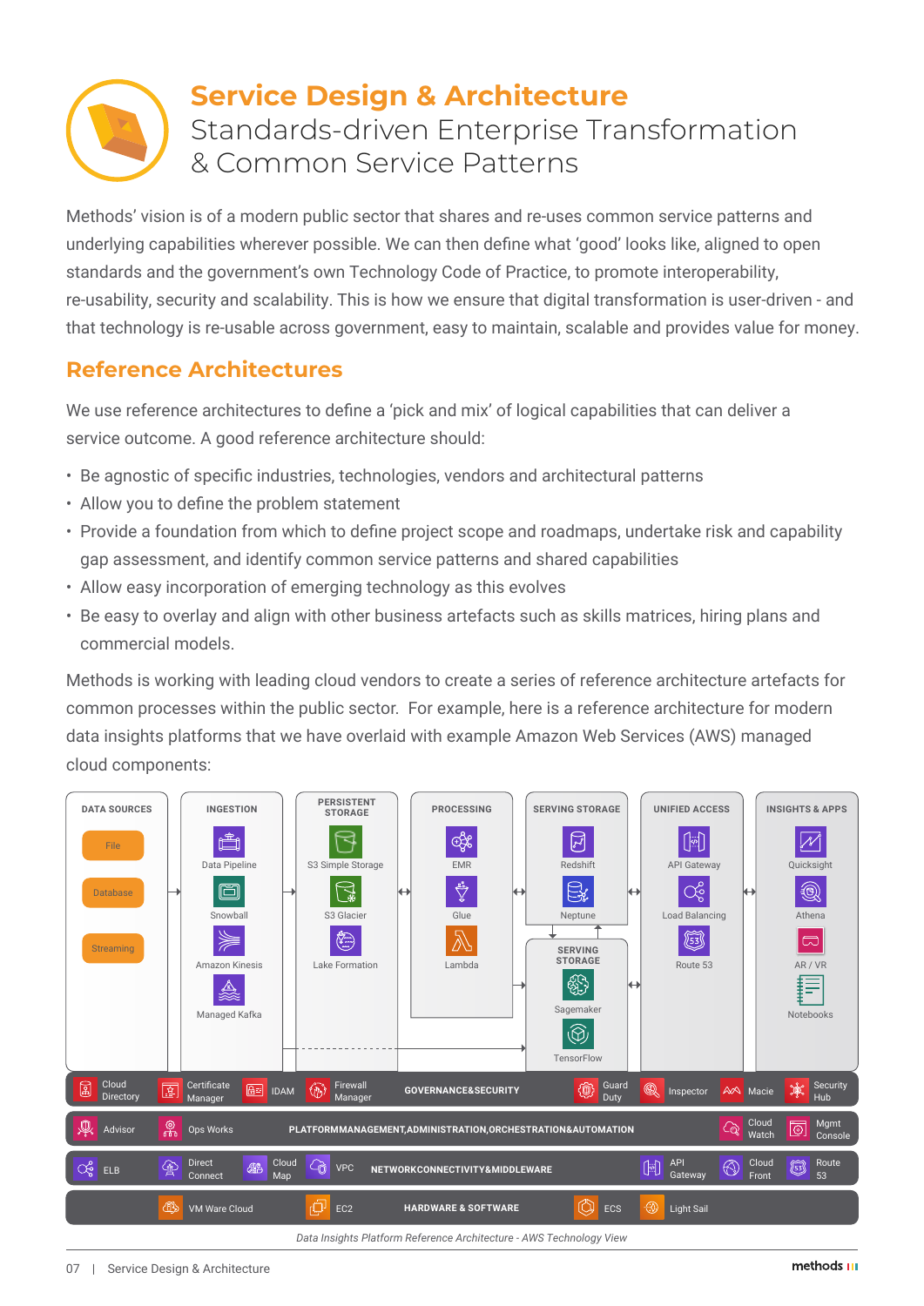# Service Design & Architecture

## Standards-driven Enterprise Transformation & Common Service Patterns

Methods' vision is of a modern public sector that shares and re-uses common service patterns and underlying capabilities wherever possible. We can then define what 'good' looks like, aligned to open standards and the government's own Technology Code of Practice, to promote interoperability, re-usability, security and scalability. This is how we ensure that digital transformation is user-driven - and that technology is re-usable across government, easy to maintain, scalable and provides value for money.

## Reference Architectures

We use reference architectures to define a 'pick and mix' of logical capabilities that can deliver a service outcome. A good reference architecture should:

- Be agnostic of specific industries, technologies, vendors and architectural patterns
- Allow you to define the problem statement
- Provide a foundation from which to define project scope and roadmaps, undertake risk and capability gap assessment, and identify common service patterns and shared capabilities
- Allow easy incorporation of emerging technology as this evolves
- Be easy to overlay and align with other business artefacts such as skills matrices, hiring plans and commercial models.

Methods is working with leading cloud vendors to create a series of reference architecture artefacts for common processes within the public sector. For example, here is a reference architecture for modern data insights platforms that we have overlaid with example Amazon Web Services (AWS) managed cloud components:

| DATA SOURCES | INGESTION | PERSISTENT STORAGE | PROCESSING | SERVING STORAGE | UNIFIED ACCESS | INSIGHTS & APPS |
|---|---|---|---|---|---|---|
| File | Data Pipeline | S3 Simple Storage | EMR | Redshift | API Gateway | Quicksight |
| Database | Snowball | S3 Glacier | Glue | Neptune | Load Balancing | Athena |
| Streaming | Amazon Kinesis | Lake Formation | Lambda | SERVING STORAGE: Sagemaker | Route 53 | AR / VR |
| | Managed Kafka | | | TensorFlow | | Notebooks |

**GOVERNANCE&SECURITY:** Cloud Directory, Certificate Manager, IDAM, Firewall Manager, Guard Duty, Inspector, Macie, Security Hub

**PLATFORMMANAGEMENT,ADMINISTRATION,ORCHESTRATION&AUTOMATION:** Advisor, Ops Works, Cloud Watch, Mgmt Console

**NETWORKCONNECTIVITY&MIDDLEWARE:** ELB, Direct Connect, Cloud Map, VPC, API Gateway, Cloud Front, Route 53

**HARDWARE & SOFTWARE:** VM Ware Cloud, EC2, ECS, Light Sail

*Data Insights Platform Reference Architecture - AWS Technology View*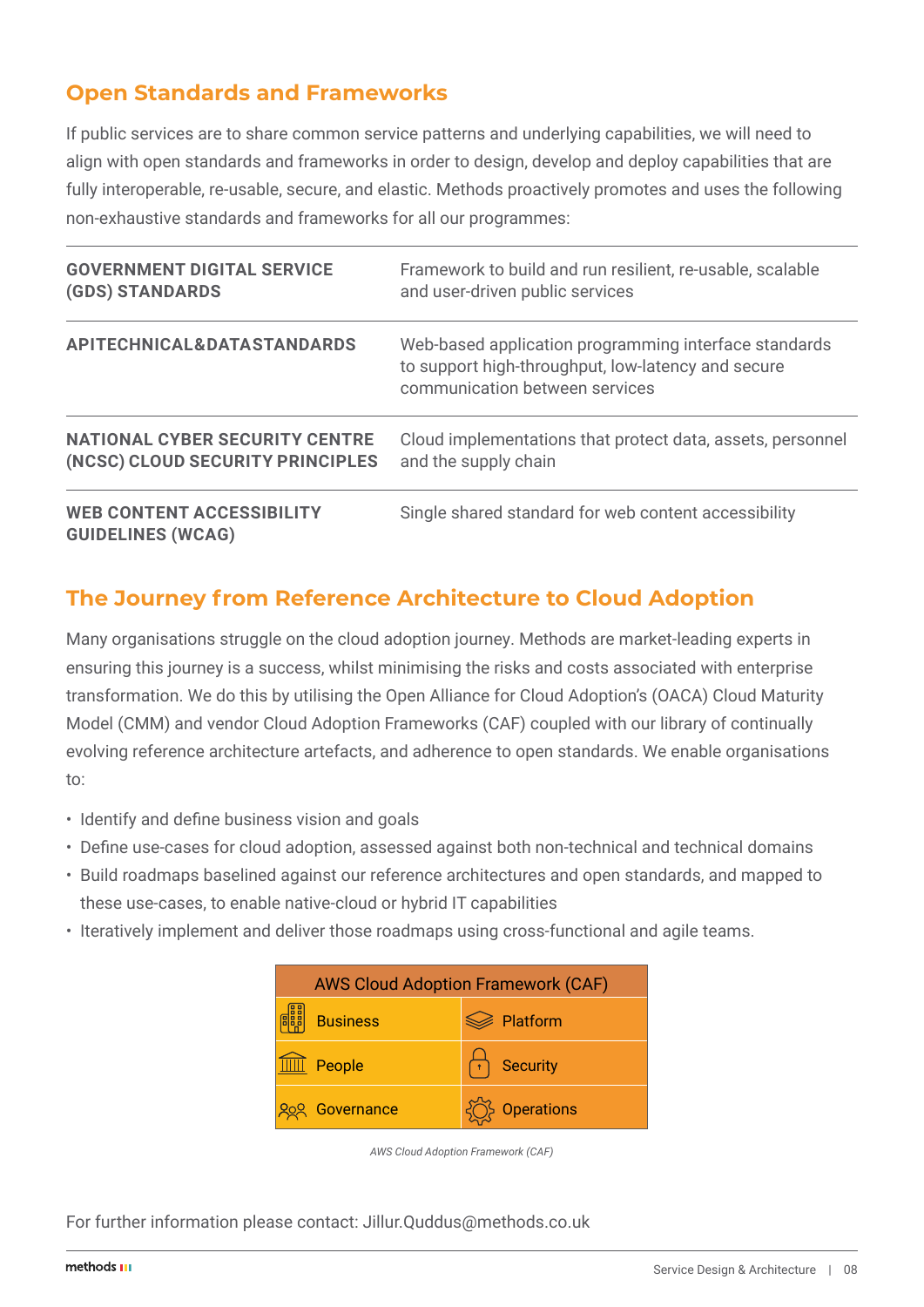## Open Standards and Frameworks

If public services are to share common service patterns and underlying capabilities, we will need to align with open standards and frameworks in order to design, develop and deploy capabilities that are fully interoperable, re-usable, secure, and elastic. Methods proactively promotes and uses the following non-exhaustive standards and frameworks for all our programmes:

| | |
|---|---|
| **GOVERNMENT DIGITAL SERVICE (GDS) STANDARDS** | Framework to build and run resilient, re-usable, scalable and user-driven public services |
| **APITECHNICAL&DATASTANDARDS** | Web-based application programming interface standards to support high-throughput, low-latency and secure communication between services |
| **NATIONAL CYBER SECURITY CENTRE (NCSC) CLOUD SECURITY PRINCIPLES** | Cloud implementations that protect data, assets, personnel and the supply chain |
| **WEB CONTENT ACCESSIBILITY GUIDELINES (WCAG)** | Single shared standard for web content accessibility |

## The Journey from Reference Architecture to Cloud Adoption

Many organisations struggle on the cloud adoption journey. Methods are market-leading experts in ensuring this journey is a success, whilst minimising the risks and costs associated with enterprise transformation. We do this by utilising the Open Alliance for Cloud Adoption's (OACA) Cloud Maturity Model (CMM) and vendor Cloud Adoption Frameworks (CAF) coupled with our library of continually evolving reference architecture artefacts, and adherence to open standards. We enable organisations to:

- Identify and define business vision and goals
- Define use-cases for cloud adoption, assessed against both non-technical and technical domains
- Build roadmaps baselined against our reference architectures and open standards, and mapped to these use-cases, to enable native-cloud or hybrid IT capabilities
- Iteratively implement and deliver those roadmaps using cross-functional and agile teams.

| AWS Cloud Adoption Framework (CAF) | |
|---|---|
| Business | Platform |
| People | Security |
| Governance | Operations |

*AWS Cloud Adoption Framework (CAF)*

For further information please contact: Jillur.Quddus@methods.co.uk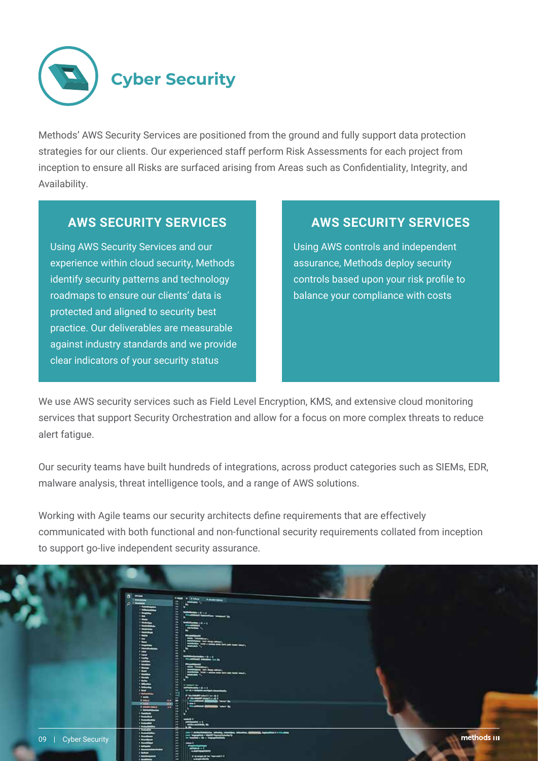# Cyber Security

Methods' AWS Security Services are positioned from the ground and fully support data protection strategies for our clients. Our experienced staff perform Risk Assessments for each project from inception to ensure all Risks are surfaced arising from Areas such as Confidentiality, Integrity, and Availability.

## AWS SECURITY SERVICES

Using AWS Security Services and our experience within cloud security, Methods identify security patterns and technology roadmaps to ensure our clients' data is protected and aligned to security best practice. Our deliverables are measurable against industry standards and we provide clear indicators of your security status

## AWS SECURITY SERVICES

Using AWS controls and independent assurance, Methods deploy security controls based upon your risk profile to balance your compliance with costs

We use AWS security services such as Field Level Encryption, KMS, and extensive cloud monitoring services that support Security Orchestration and allow for a focus on more complex threats to reduce alert fatigue.

Our security teams have built hundreds of integrations, across product categories such as SIEMs, EDR, malware analysis, threat intelligence tools, and a range of AWS solutions.

Working with Agile teams our security architects define requirements that are effectively communicated with both functional and non-functional security requirements collated from inception to support go-live independent security assurance.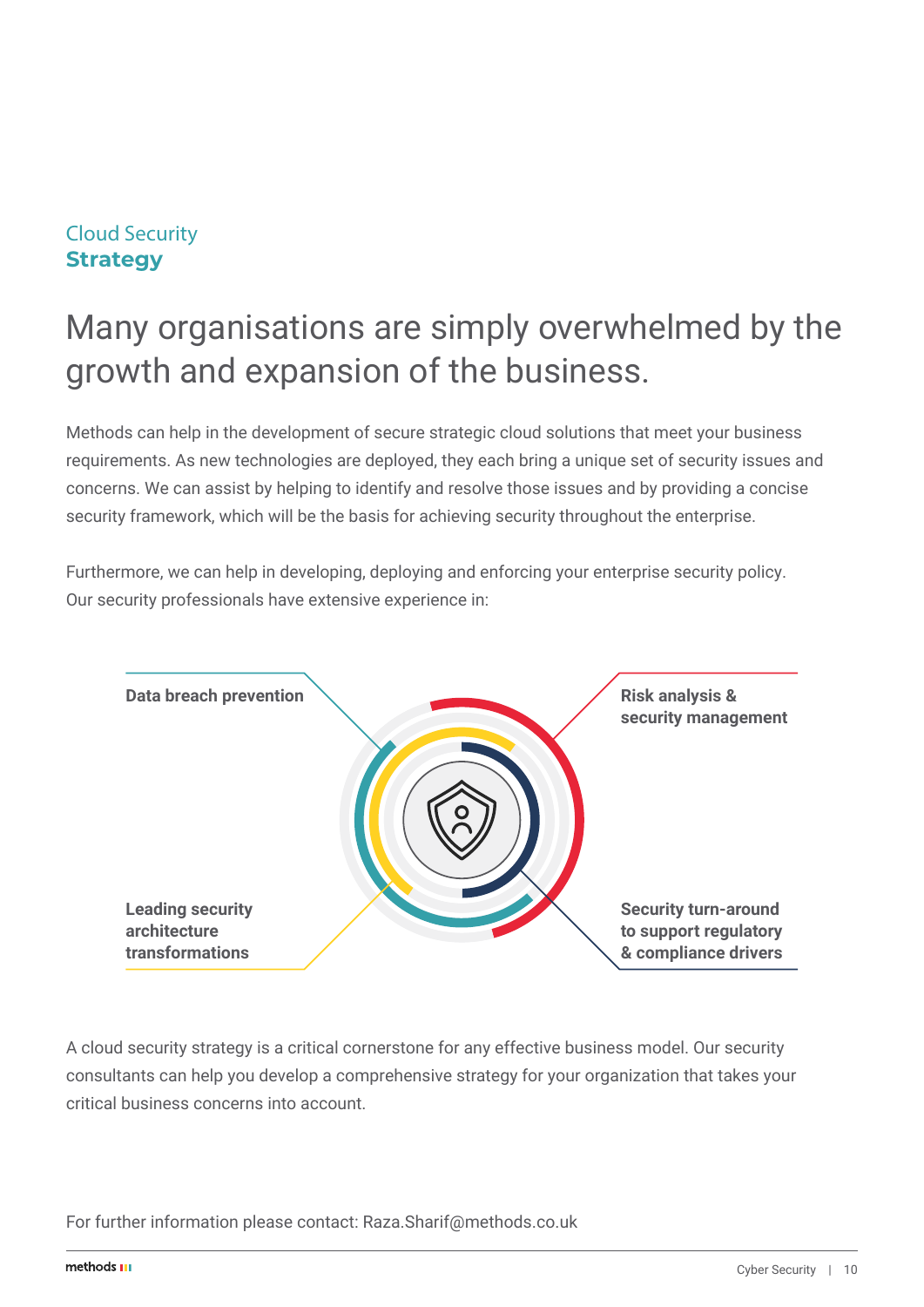Cloud Security
**Strategy**

# Many organisations are simply overwhelmed by the growth and expansion of the business.

Methods can help in the development of secure strategic cloud solutions that meet your business requirements. As new technologies are deployed, they each bring a unique set of security issues and concerns. We can assist by helping to identify and resolve those issues and by providing a concise security framework, which will be the basis for achieving security throughout the enterprise.

Furthermore, we can help in developing, deploying and enforcing your enterprise security policy. Our security professionals have extensive experience in:

- **Data breach prevention**
- **Risk analysis & security management**
- **Leading security architecture transformations**
- **Security turn-around to support regulatory & compliance drivers**

A cloud security strategy is a critical cornerstone for any effective business model. Our security consultants can help you develop a comprehensive strategy for your organization that takes your critical business concerns into account.

For further information please contact: Raza.Sharif@methods.co.uk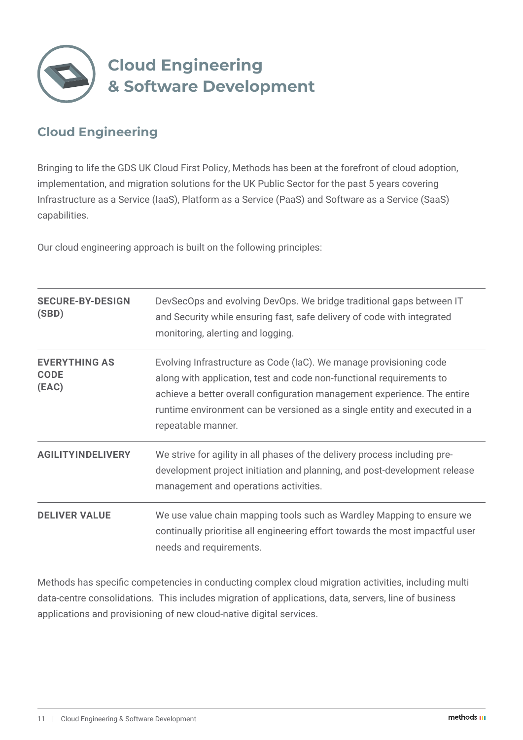# Cloud Engineering & Software Development

## Cloud Engineering

Bringing to life the GDS UK Cloud First Policy, Methods has been at the forefront of cloud adoption, implementation, and migration solutions for the UK Public Sector for the past 5 years covering Infrastructure as a Service (IaaS), Platform as a Service (PaaS) and Software as a Service (SaaS) capabilities.

Our cloud engineering approach is built on the following principles:

| | |
|---|---|
| **SECURE-BY-DESIGN (SBD)** | DevSecOps and evolving DevOps. We bridge traditional gaps between IT and Security while ensuring fast, safe delivery of code with integrated monitoring, alerting and logging. |
| **EVERYTHING AS CODE (EAC)** | Evolving Infrastructure as Code (IaC). We manage provisioning code along with application, test and code non-functional requirements to achieve a better overall configuration management experience. The entire runtime environment can be versioned as a single entity and executed in a repeatable manner. |
| **AGILITYINDELIVERY** | We strive for agility in all phases of the delivery process including pre-development project initiation and planning, and post-development release management and operations activities. |
| **DELIVER VALUE** | We use value chain mapping tools such as Wardley Mapping to ensure we continually prioritise all engineering effort towards the most impactful user needs and requirements. |

Methods has specific competencies in conducting complex cloud migration activities, including multi data-centre consolidations. This includes migration of applications, data, servers, line of business applications and provisioning of new cloud-native digital services.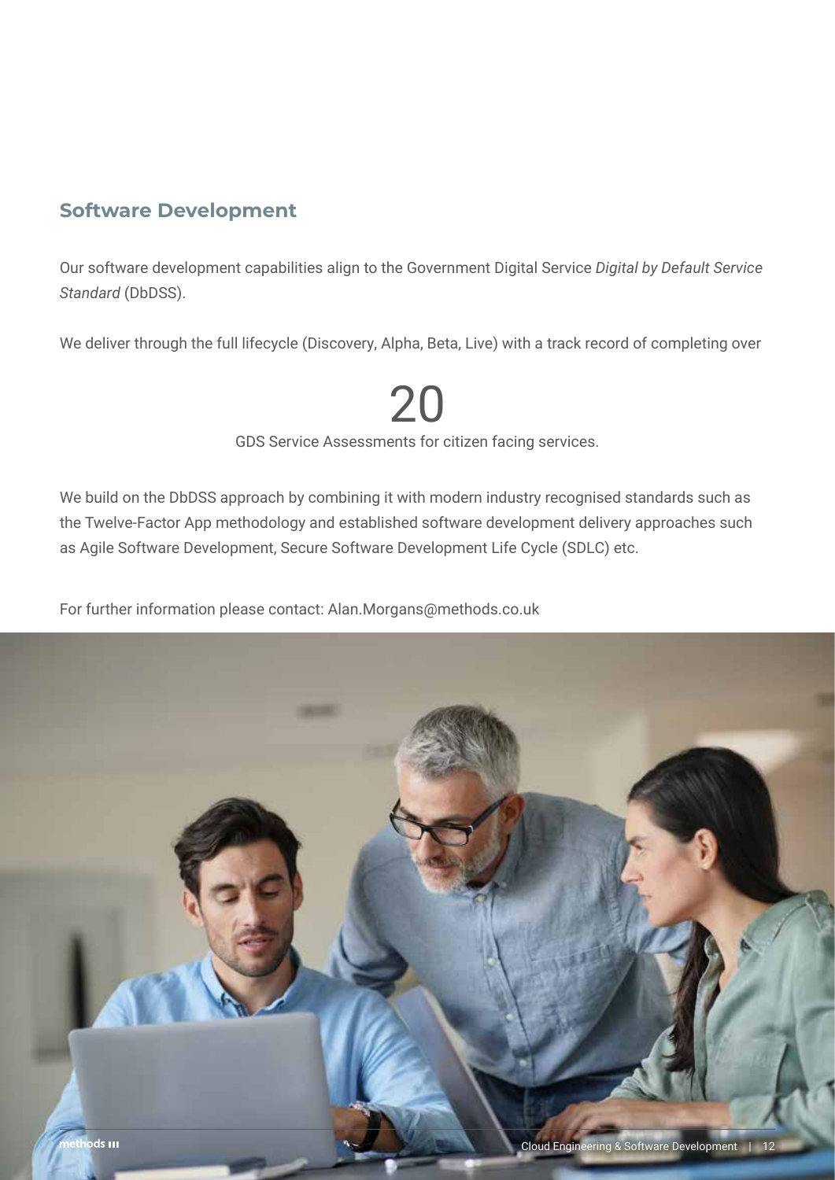## Software Development

Our software development capabilities align to the Government Digital Service *Digital by Default Service Standard* (DbDSS).

We deliver through the full lifecycle (Discovery, Alpha, Beta, Live) with a track record of completing over

20

GDS Service Assessments for citizen facing services.

We build on the DbDSS approach by combining it with modern industry recognised standards such as the Twelve-Factor App methodology and established software development delivery approaches such as Agile Software Development, Secure Software Development Life Cycle (SDLC) etc.

For further information please contact: Alan.Morgans@methods.co.uk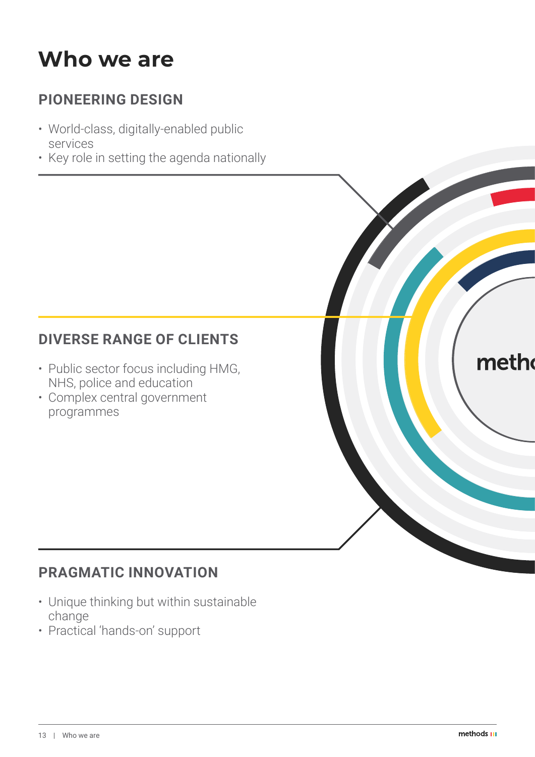# Who we are

## PIONEERING DESIGN

- World-class, digitally-enabled public services
- Key role in setting the agenda nationally

## DIVERSE RANGE OF CLIENTS

- Public sector focus including HMG, NHS, police and education
- Complex central government programmes

## PRAGMATIC INNOVATION

- Unique thinking but within sustainable change
- Practical 'hands-on' support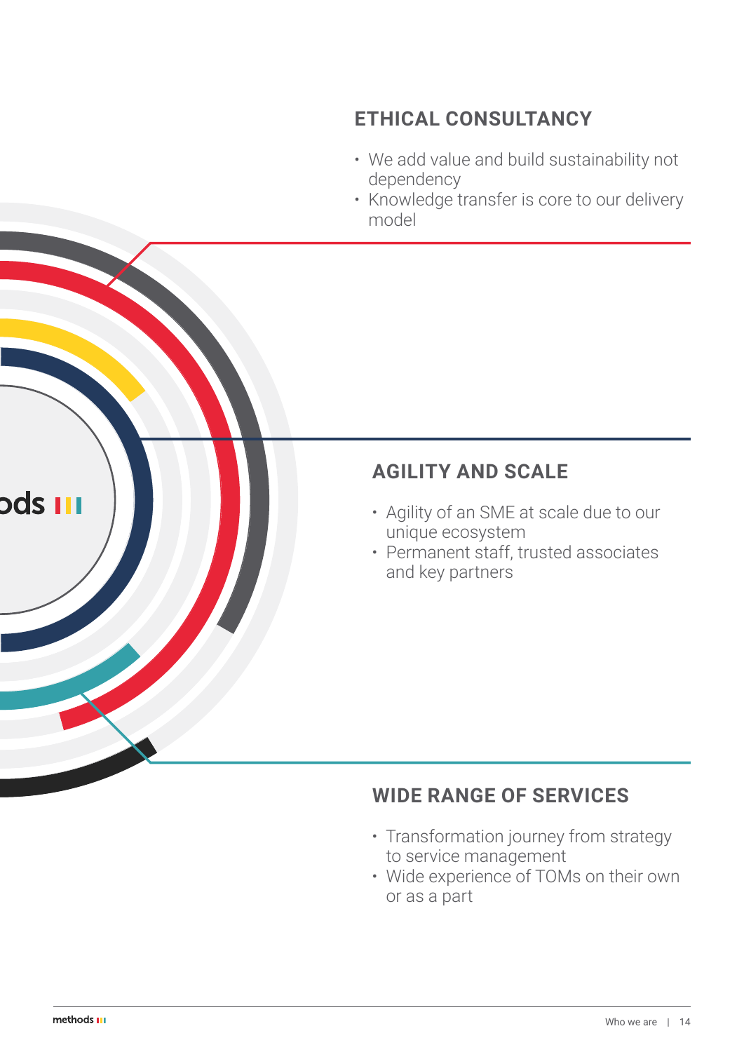## ETHICAL CONSULTANCY

- We add value and build sustainability not dependency
- Knowledge transfer is core to our delivery model

## AGILITY AND SCALE

- Agility of an SME at scale due to our unique ecosystem
- Permanent staff, trusted associates and key partners

## WIDE RANGE OF SERVICES

- Transformation journey from strategy to service management
- Wide experience of TOMs on their own or as a part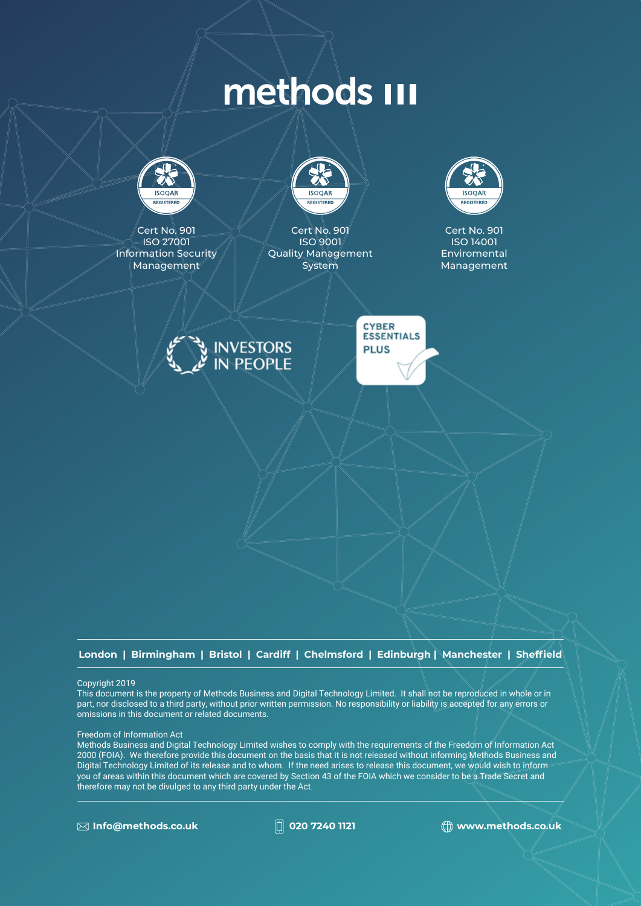# methods

Cert No. 901
ISO 27001
Information Security Management

Cert No. 901
ISO 9001
Quality Management System

Cert No. 901
ISO 14001
Enviromental Management

INVESTORS IN PEOPLE

CYBER ESSENTIALS PLUS

**London | Birmingham | Bristol | Cardiff | Chelmsford | Edinburgh | Manchester | Sheffield**

Copyright 2019
This document is the property of Methods Business and Digital Technology Limited. It shall not be reproduced in whole or in part, nor disclosed to a third party, without prior written permission. No responsibility or liability is accepted for any errors or omissions in this document or related documents.

Freedom of Information Act
Methods Business and Digital Technology Limited wishes to comply with the requirements of the Freedom of Information Act 2000 (FOIA). We therefore provide this document on the basis that it is not released without informing Methods Business and Digital Technology Limited of its release and to whom. If the need arises to release this document, we would wish to inform you of areas within this document which are covered by Section 43 of the FOIA which we consider to be a Trade Secret and therefore may not be divulged to any third party under the Act.

**Info@methods.co.uk** **020 7240 1121** **www.methods.co.uk**